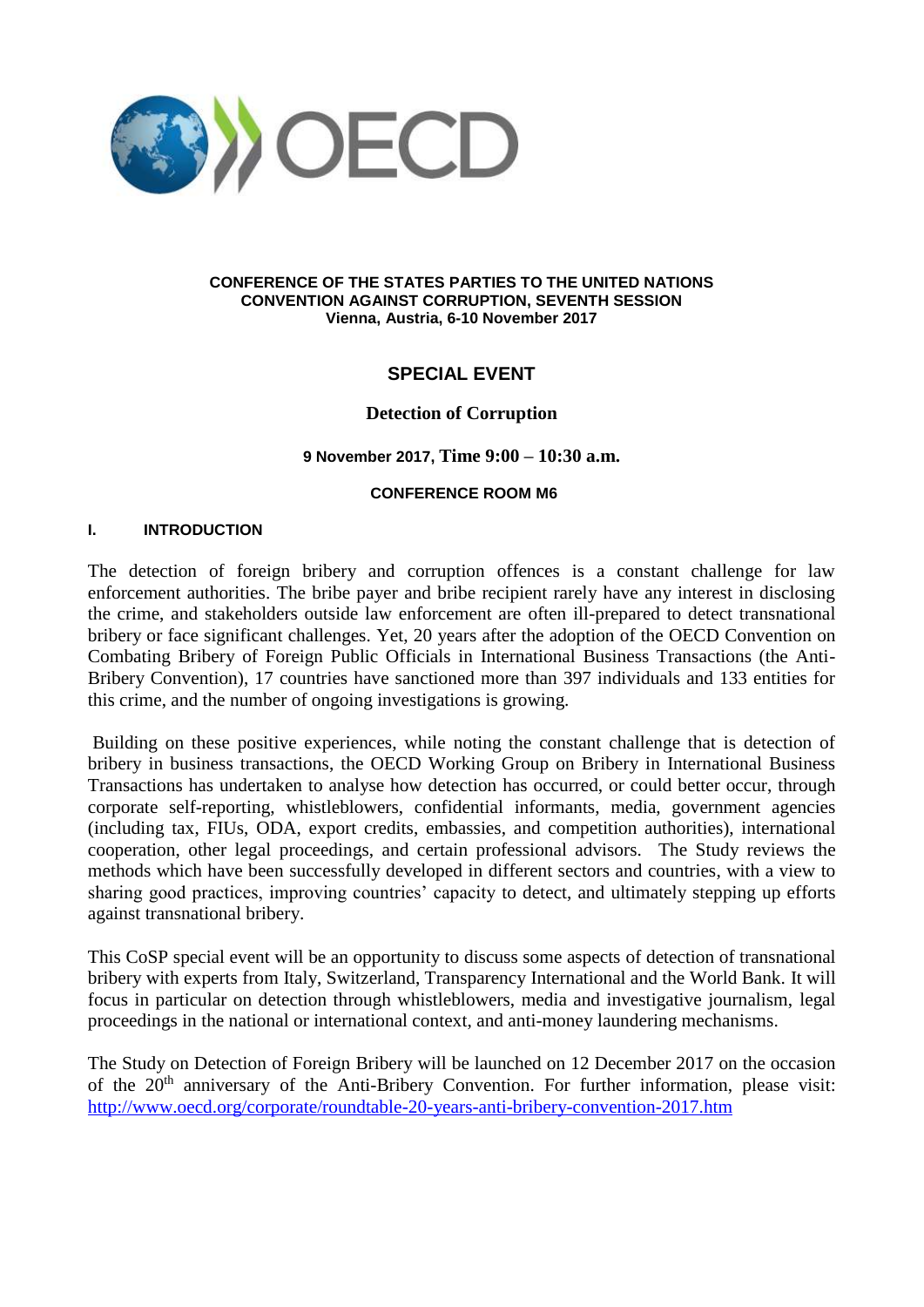**CONFERENCE OF THE STATES PARTIES TO THE UNITED NATIONS CONVENTION AGAINST CORRUPTION, SEVENTH SESSION**
**Vienna, Austria, 6-10 November 2017**

# SPECIAL EVENT

## Detection of Corruption

**9 November 2017, Time 9:00 – 10:30 a.m.**

**CONFERENCE ROOM M6**

## I. INTRODUCTION

The detection of foreign bribery and corruption offences is a constant challenge for law enforcement authorities. The bribe payer and bribe recipient rarely have any interest in disclosing the crime, and stakeholders outside law enforcement are often ill-prepared to detect transnational bribery or face significant challenges. Yet, 20 years after the adoption of the OECD Convention on Combating Bribery of Foreign Public Officials in International Business Transactions (the Anti-Bribery Convention), 17 countries have sanctioned more than 397 individuals and 133 entities for this crime, and the number of ongoing investigations is growing.

Building on these positive experiences, while noting the constant challenge that is detection of bribery in business transactions, the OECD Working Group on Bribery in International Business Transactions has undertaken to analyse how detection has occurred, or could better occur, through corporate self-reporting, whistleblowers, confidential informants, media, government agencies (including tax, FIUs, ODA, export credits, embassies, and competition authorities), international cooperation, other legal proceedings, and certain professional advisors. The Study reviews the methods which have been successfully developed in different sectors and countries, with a view to sharing good practices, improving countries' capacity to detect, and ultimately stepping up efforts against transnational bribery.

This CoSP special event will be an opportunity to discuss some aspects of detection of transnational bribery with experts from Italy, Switzerland, Transparency International and the World Bank. It will focus in particular on detection through whistleblowers, media and investigative journalism, legal proceedings in the national or international context, and anti-money laundering mechanisms.

The Study on Detection of Foreign Bribery will be launched on 12 December 2017 on the occasion of the 20th anniversary of the Anti-Bribery Convention. For further information, please visit: [http://www.oecd.org/corporate/roundtable-20-years-anti-bribery-convention-2017.htm](http://www.oecd.org/corporate/roundtable-20-years-anti-bribery-convention-2017.htm)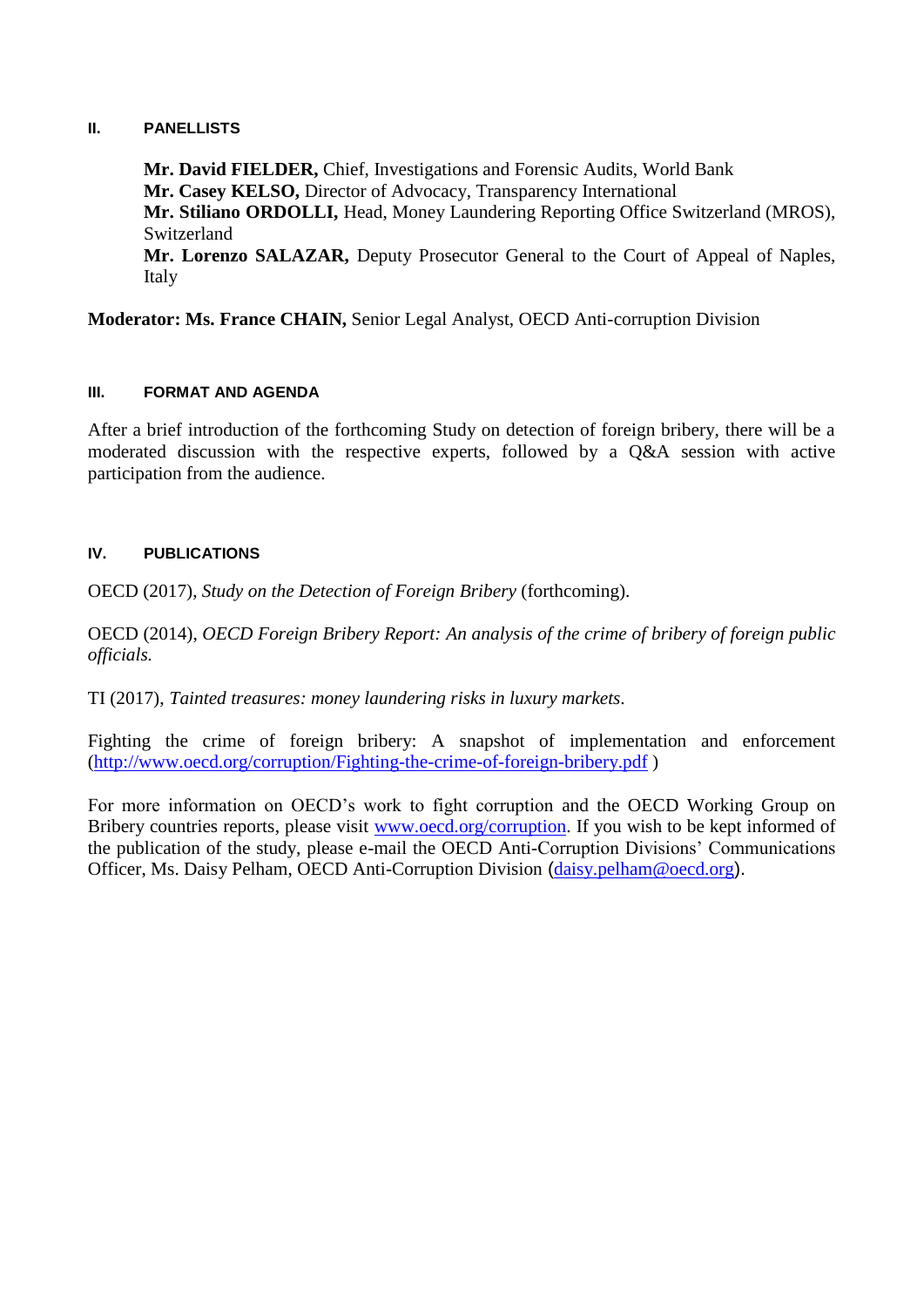## II. PANELLISTS

**Mr. David FIELDER,** Chief, Investigations and Forensic Audits, World Bank
**Mr. Casey KELSO,** Director of Advocacy, Transparency International
**Mr. Stiliano ORDOLLI,** Head, Money Laundering Reporting Office Switzerland (MROS), Switzerland
**Mr. Lorenzo SALAZAR,** Deputy Prosecutor General to the Court of Appeal of Naples, Italy

**Moderator: Ms. France CHAIN,** Senior Legal Analyst, OECD Anti-corruption Division

## III. FORMAT AND AGENDA

After a brief introduction of the forthcoming Study on detection of foreign bribery, there will be a moderated discussion with the respective experts, followed by a Q&A session with active participation from the audience.

## IV. PUBLICATIONS

OECD (2017), *Study on the Detection of Foreign Bribery* (forthcoming).

OECD (2014), *OECD Foreign Bribery Report: An analysis of the crime of bribery of foreign public officials.*

TI (2017), *Tainted treasures: money laundering risks in luxury markets.*

Fighting the crime of foreign bribery: A snapshot of implementation and enforcement (http://www.oecd.org/corruption/Fighting-the-crime-of-foreign-bribery.pdf )

For more information on OECD's work to fight corruption and the OECD Working Group on Bribery countries reports, please visit www.oecd.org/corruption. If you wish to be kept informed of the publication of the study, please e-mail the OECD Anti-Corruption Divisions' Communications Officer, Ms. Daisy Pelham, OECD Anti-Corruption Division (daisy.pelham@oecd.org).